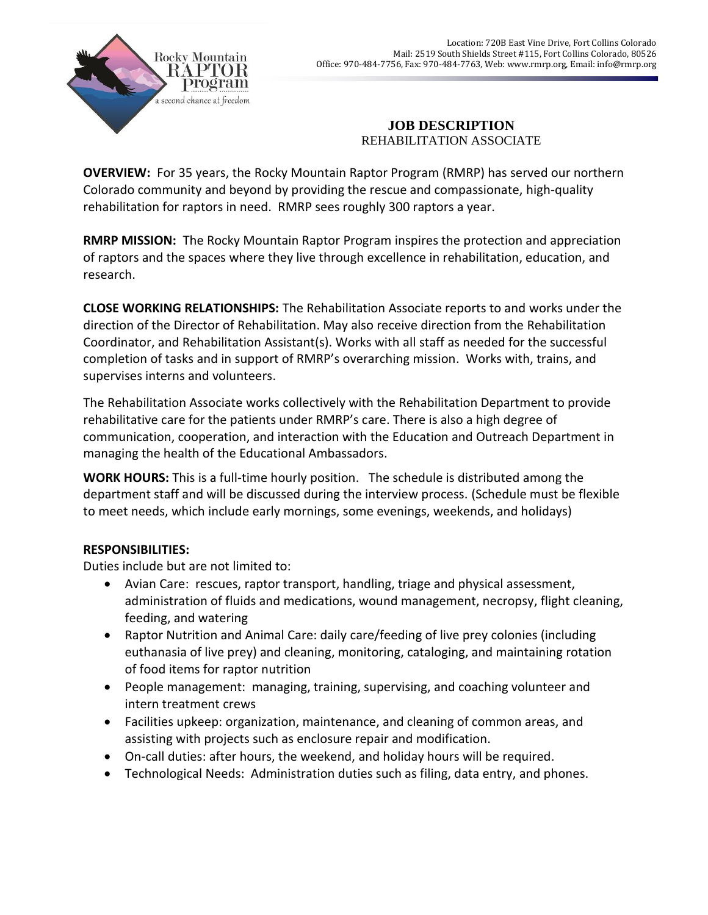Location: 720B East Vine Drive, Fort Collins Colorado
Mail: 2519 South Shields Street #115, Fort Collins Colorado, 80526
Office: 970-484-7756, Fax: 970-484-7763, Web: www.rmrp.org, Email: info@rmrp.org

# JOB DESCRIPTION

## REHABILITATION ASSOCIATE

**OVERVIEW:** For 35 years, the Rocky Mountain Raptor Program (RMRP) has served our northern Colorado community and beyond by providing the rescue and compassionate, high-quality rehabilitation for raptors in need. RMRP sees roughly 300 raptors a year.

**RMRP MISSION:** The Rocky Mountain Raptor Program inspires the protection and appreciation of raptors and the spaces where they live through excellence in rehabilitation, education, and research.

**CLOSE WORKING RELATIONSHIPS:** The Rehabilitation Associate reports to and works under the direction of the Director of Rehabilitation. May also receive direction from the Rehabilitation Coordinator, and Rehabilitation Assistant(s). Works with all staff as needed for the successful completion of tasks and in support of RMRP's overarching mission. Works with, trains, and supervises interns and volunteers.

The Rehabilitation Associate works collectively with the Rehabilitation Department to provide rehabilitative care for the patients under RMRP's care. There is also a high degree of communication, cooperation, and interaction with the Education and Outreach Department in managing the health of the Educational Ambassadors.

**WORK HOURS:** This is a full-time hourly position. The schedule is distributed among the department staff and will be discussed during the interview process. (Schedule must be flexible to meet needs, which include early mornings, some evenings, weekends, and holidays)

**RESPONSIBILITIES:**

Duties include but are not limited to:

- Avian Care: rescues, raptor transport, handling, triage and physical assessment, administration of fluids and medications, wound management, necropsy, flight cleaning, feeding, and watering
- Raptor Nutrition and Animal Care: daily care/feeding of live prey colonies (including euthanasia of live prey) and cleaning, monitoring, cataloging, and maintaining rotation of food items for raptor nutrition
- People management: managing, training, supervising, and coaching volunteer and intern treatment crews
- Facilities upkeep: organization, maintenance, and cleaning of common areas, and assisting with projects such as enclosure repair and modification.
- On-call duties: after hours, the weekend, and holiday hours will be required.
- Technological Needs: Administration duties such as filing, data entry, and phones.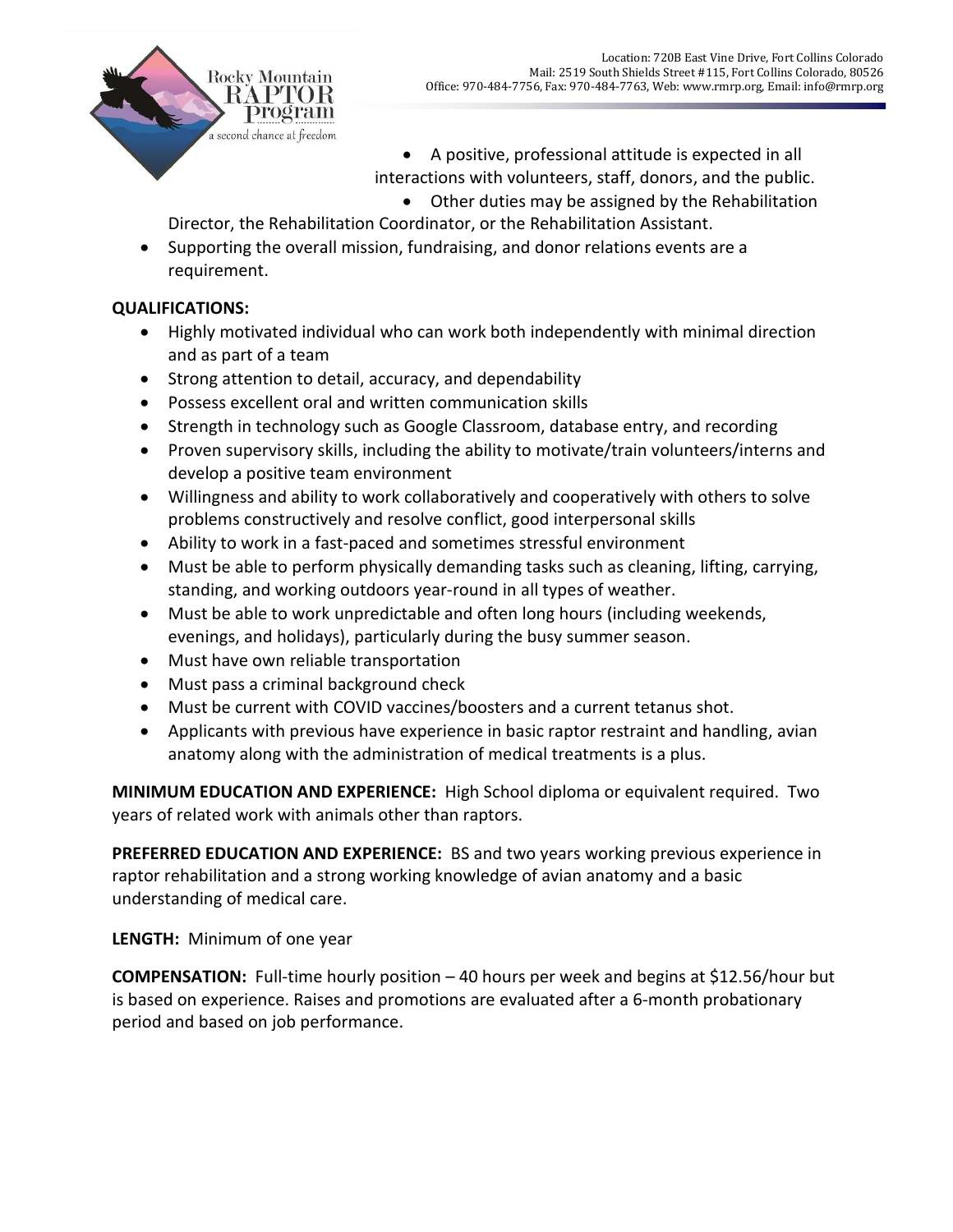- A positive, professional attitude is expected in all interactions with volunteers, staff, donors, and the public.
- Other duties may be assigned by the Rehabilitation Director, the Rehabilitation Coordinator, or the Rehabilitation Assistant.
- Supporting the overall mission, fundraising, and donor relations events are a requirement.

**QUALIFICATIONS:**

- Highly motivated individual who can work both independently with minimal direction and as part of a team
- Strong attention to detail, accuracy, and dependability
- Possess excellent oral and written communication skills
- Strength in technology such as Google Classroom, database entry, and recording
- Proven supervisory skills, including the ability to motivate/train volunteers/interns and develop a positive team environment
- Willingness and ability to work collaboratively and cooperatively with others to solve problems constructively and resolve conflict, good interpersonal skills
- Ability to work in a fast-paced and sometimes stressful environment
- Must be able to perform physically demanding tasks such as cleaning, lifting, carrying, standing, and working outdoors year-round in all types of weather.
- Must be able to work unpredictable and often long hours (including weekends, evenings, and holidays), particularly during the busy summer season.
- Must have own reliable transportation
- Must pass a criminal background check
- Must be current with COVID vaccines/boosters and a current tetanus shot.
- Applicants with previous have experience in basic raptor restraint and handling, avian anatomy along with the administration of medical treatments is a plus.

**MINIMUM EDUCATION AND EXPERIENCE:** High School diploma or equivalent required. Two years of related work with animals other than raptors.

**PREFERRED EDUCATION AND EXPERIENCE:** BS and two years working previous experience in raptor rehabilitation and a strong working knowledge of avian anatomy and a basic understanding of medical care.

**LENGTH:** Minimum of one year

**COMPENSATION:** Full-time hourly position – 40 hours per week and begins at $12.56/hour but is based on experience. Raises and promotions are evaluated after a 6-month probationary period and based on job performance.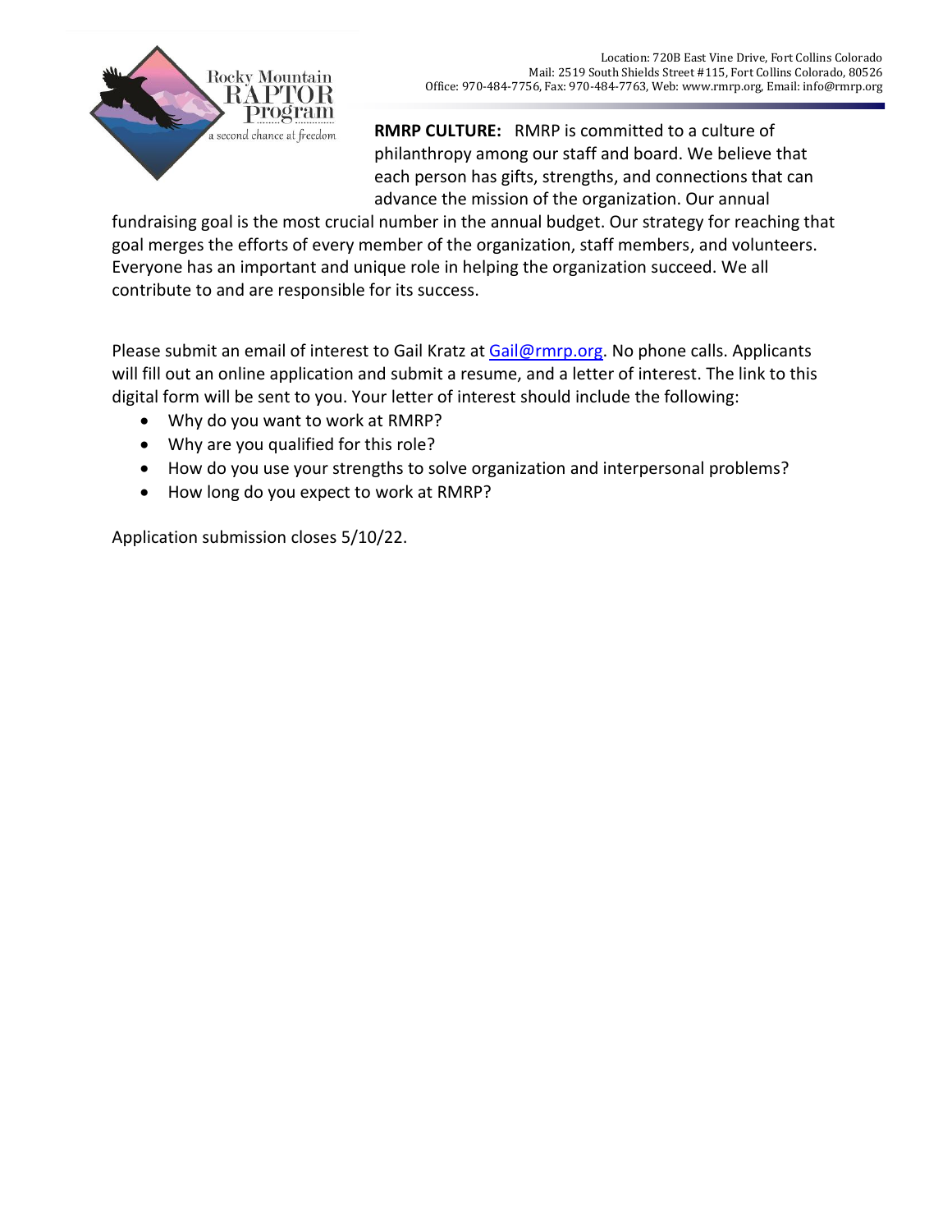Location: 720B East Vine Drive, Fort Collins Colorado
Mail: 2519 South Shields Street #115, Fort Collins Colorado, 80526
Office: 970-484-7756, Fax: 970-484-7763, Web: www.rmrp.org, Email: info@rmrp.org

**RMRP CULTURE:** RMRP is committed to a culture of philanthropy among our staff and board. We believe that each person has gifts, strengths, and connections that can advance the mission of the organization. Our annual fundraising goal is the most crucial number in the annual budget. Our strategy for reaching that goal merges the efforts of every member of the organization, staff members, and volunteers. Everyone has an important and unique role in helping the organization succeed. We all contribute to and are responsible for its success.

Please submit an email of interest to Gail Kratz at Gail@rmrp.org. No phone calls. Applicants will fill out an online application and submit a resume, and a letter of interest. The link to this digital form will be sent to you. Your letter of interest should include the following:

- Why do you want to work at RMRP?
- Why are you qualified for this role?
- How do you use your strengths to solve organization and interpersonal problems?
- How long do you expect to work at RMRP?

Application submission closes 5/10/22.